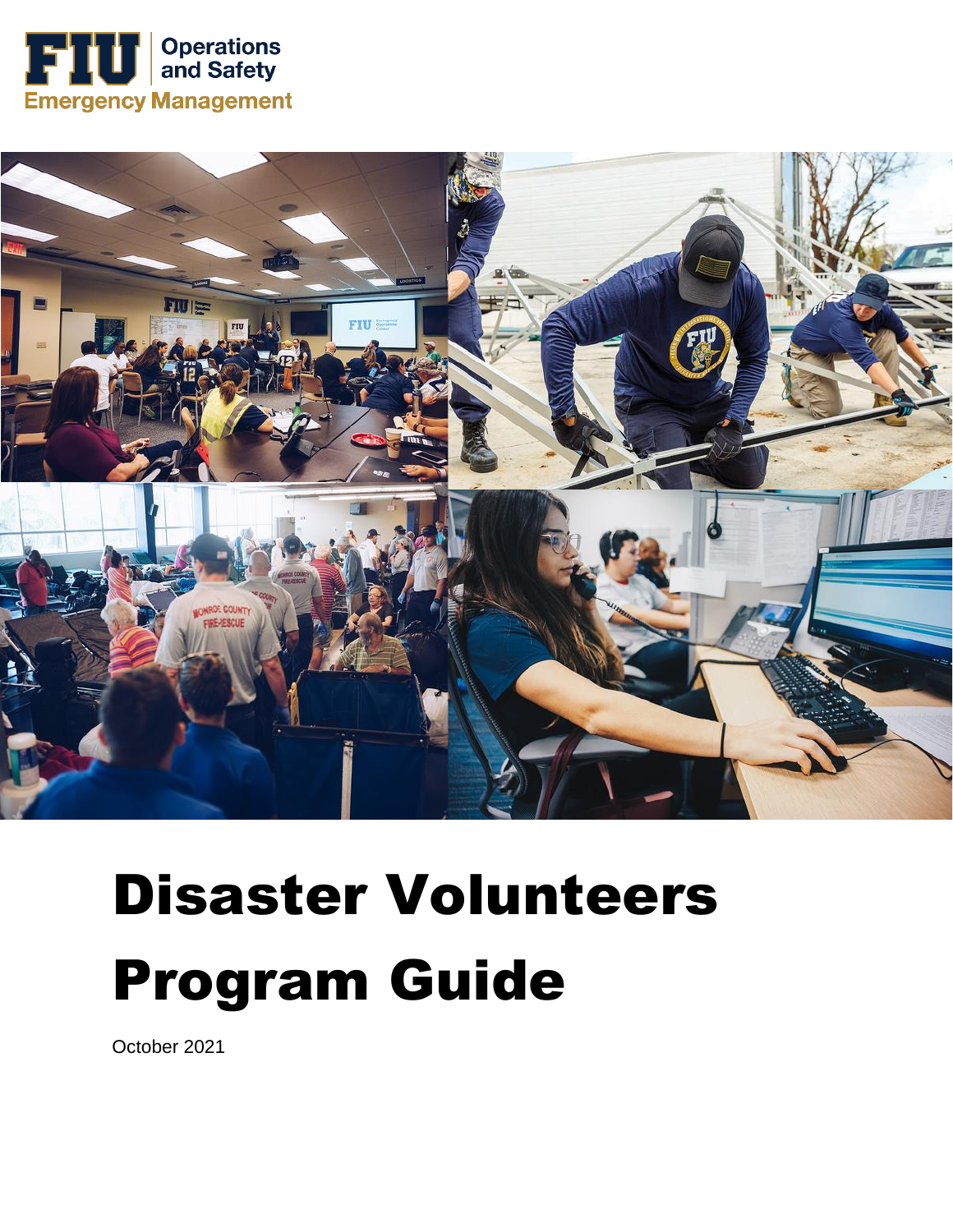FIU Operations and Safety
Emergency Management

# Disaster Volunteers Program Guide

October 2021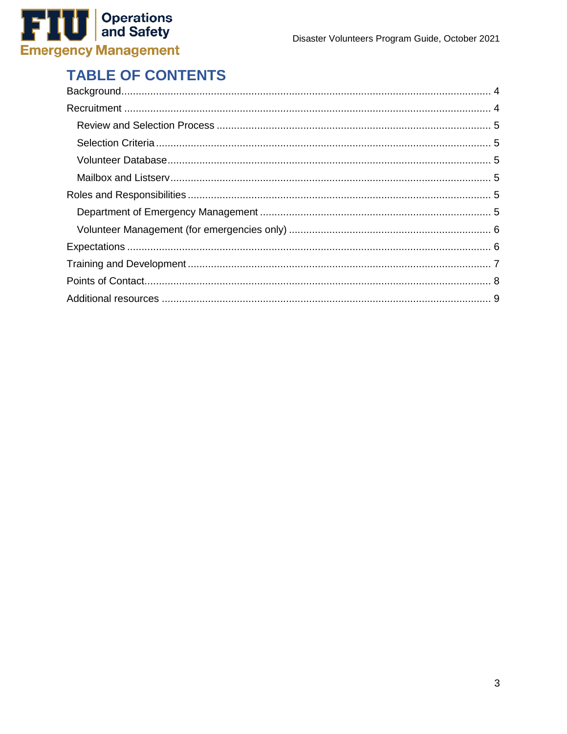# TABLE OF CONTENTS

Background.......................................................... 4

Recruitment .......................................................... 4

- Review and Selection Process .......................................................... 5
- Selection Criteria .......................................................... 5
- Volunteer Database .......................................................... 5
- Mailbox and Listserv .......................................................... 5

Roles and Responsibilities .......................................................... 5

- Department of Emergency Management .......................................................... 5
- Volunteer Management (for emergencies only) .......................................................... 6

Expectations .......................................................... 6

Training and Development .......................................................... 7

Points of Contact .......................................................... 8

Additional resources .......................................................... 9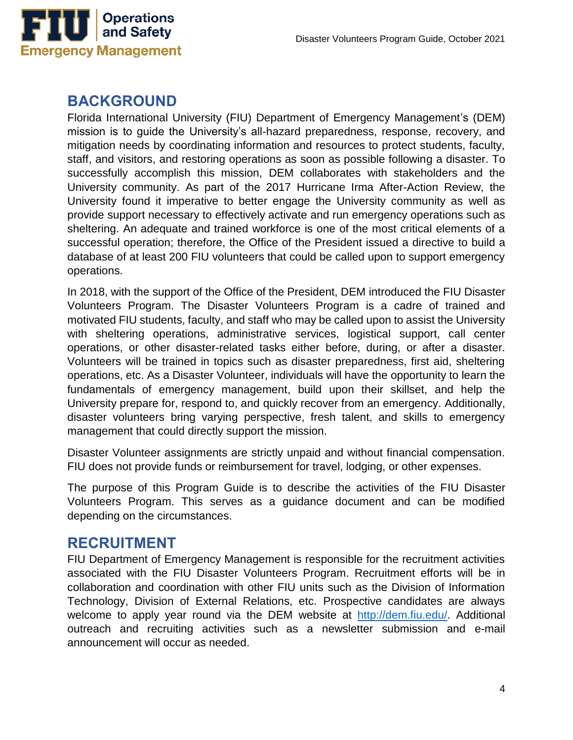## BACKGROUND

Florida International University (FIU) Department of Emergency Management's (DEM) mission is to guide the University's all-hazard preparedness, response, recovery, and mitigation needs by coordinating information and resources to protect students, faculty, staff, and visitors, and restoring operations as soon as possible following a disaster. To successfully accomplish this mission, DEM collaborates with stakeholders and the University community. As part of the 2017 Hurricane Irma After-Action Review, the University found it imperative to better engage the University community as well as provide support necessary to effectively activate and run emergency operations such as sheltering. An adequate and trained workforce is one of the most critical elements of a successful operation; therefore, the Office of the President issued a directive to build a database of at least 200 FIU volunteers that could be called upon to support emergency operations.

In 2018, with the support of the Office of the President, DEM introduced the FIU Disaster Volunteers Program. The Disaster Volunteers Program is a cadre of trained and motivated FIU students, faculty, and staff who may be called upon to assist the University with sheltering operations, administrative services, logistical support, call center operations, or other disaster-related tasks either before, during, or after a disaster. Volunteers will be trained in topics such as disaster preparedness, first aid, sheltering operations, etc. As a Disaster Volunteer, individuals will have the opportunity to learn the fundamentals of emergency management, build upon their skillset, and help the University prepare for, respond to, and quickly recover from an emergency. Additionally, disaster volunteers bring varying perspective, fresh talent, and skills to emergency management that could directly support the mission.

Disaster Volunteer assignments are strictly unpaid and without financial compensation. FIU does not provide funds or reimbursement for travel, lodging, or other expenses.

The purpose of this Program Guide is to describe the activities of the FIU Disaster Volunteers Program. This serves as a guidance document and can be modified depending on the circumstances.

## RECRUITMENT

FIU Department of Emergency Management is responsible for the recruitment activities associated with the FIU Disaster Volunteers Program. Recruitment efforts will be in collaboration and coordination with other FIU units such as the Division of Information Technology, Division of External Relations, etc. Prospective candidates are always welcome to apply year round via the DEM website at [http://dem.fiu.edu/](http://dem.fiu.edu/). Additional outreach and recruiting activities such as a newsletter submission and e-mail announcement will occur as needed.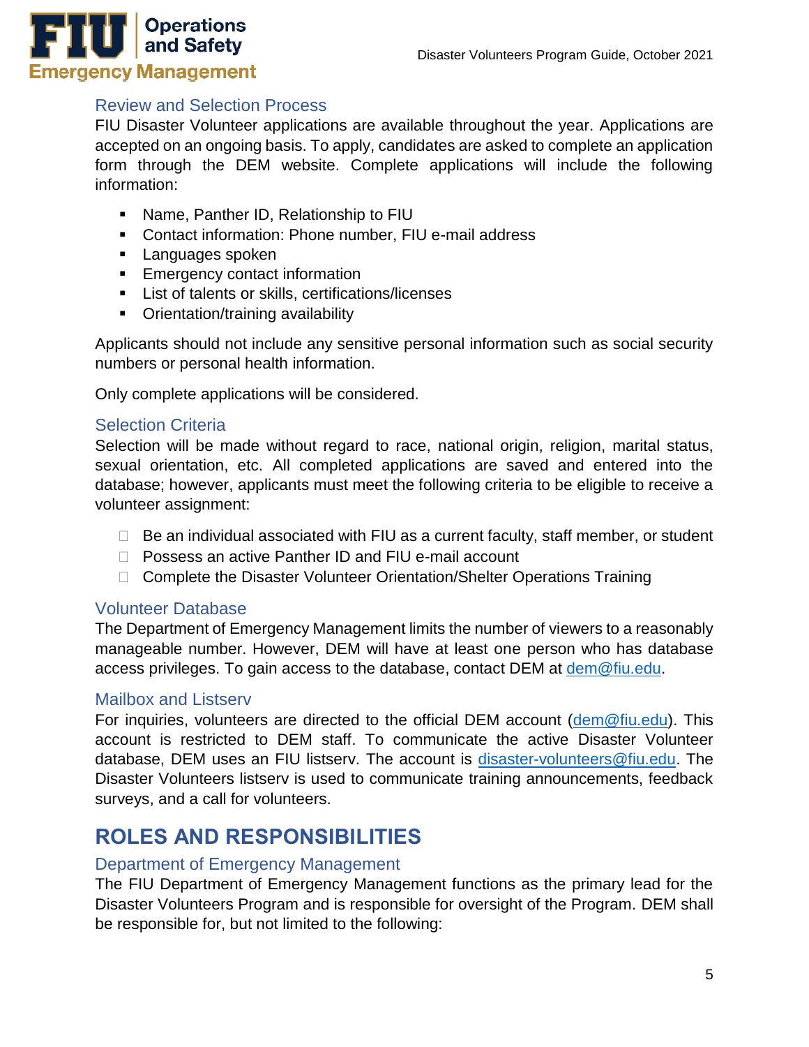### Review and Selection Process

FIU Disaster Volunteer applications are available throughout the year. Applications are accepted on an ongoing basis. To apply, candidates are asked to complete an application form through the DEM website. Complete applications will include the following information:

- Name, Panther ID, Relationship to FIU
- Contact information: Phone number, FIU e-mail address
- Languages spoken
- Emergency contact information
- List of talents or skills, certifications/licenses
- Orientation/training availability

Applicants should not include any sensitive personal information such as social security numbers or personal health information.

Only complete applications will be considered.

### Selection Criteria

Selection will be made without regard to race, national origin, religion, marital status, sexual orientation, etc. All completed applications are saved and entered into the database; however, applicants must meet the following criteria to be eligible to receive a volunteer assignment:

- Be an individual associated with FIU as a current faculty, staff member, or student
- Possess an active Panther ID and FIU e-mail account
- Complete the Disaster Volunteer Orientation/Shelter Operations Training

### Volunteer Database

The Department of Emergency Management limits the number of viewers to a reasonably manageable number. However, DEM will have at least one person who has database access privileges. To gain access to the database, contact DEM at dem@fiu.edu.

### Mailbox and Listserv

For inquiries, volunteers are directed to the official DEM account (dem@fiu.edu). This account is restricted to DEM staff. To communicate the active Disaster Volunteer database, DEM uses an FIU listserv. The account is disaster-volunteers@fiu.edu. The Disaster Volunteers listserv is used to communicate training announcements, feedback surveys, and a call for volunteers.

## ROLES AND RESPONSIBILITIES

### Department of Emergency Management

The FIU Department of Emergency Management functions as the primary lead for the Disaster Volunteers Program and is responsible for oversight of the Program. DEM shall be responsible for, but not limited to the following: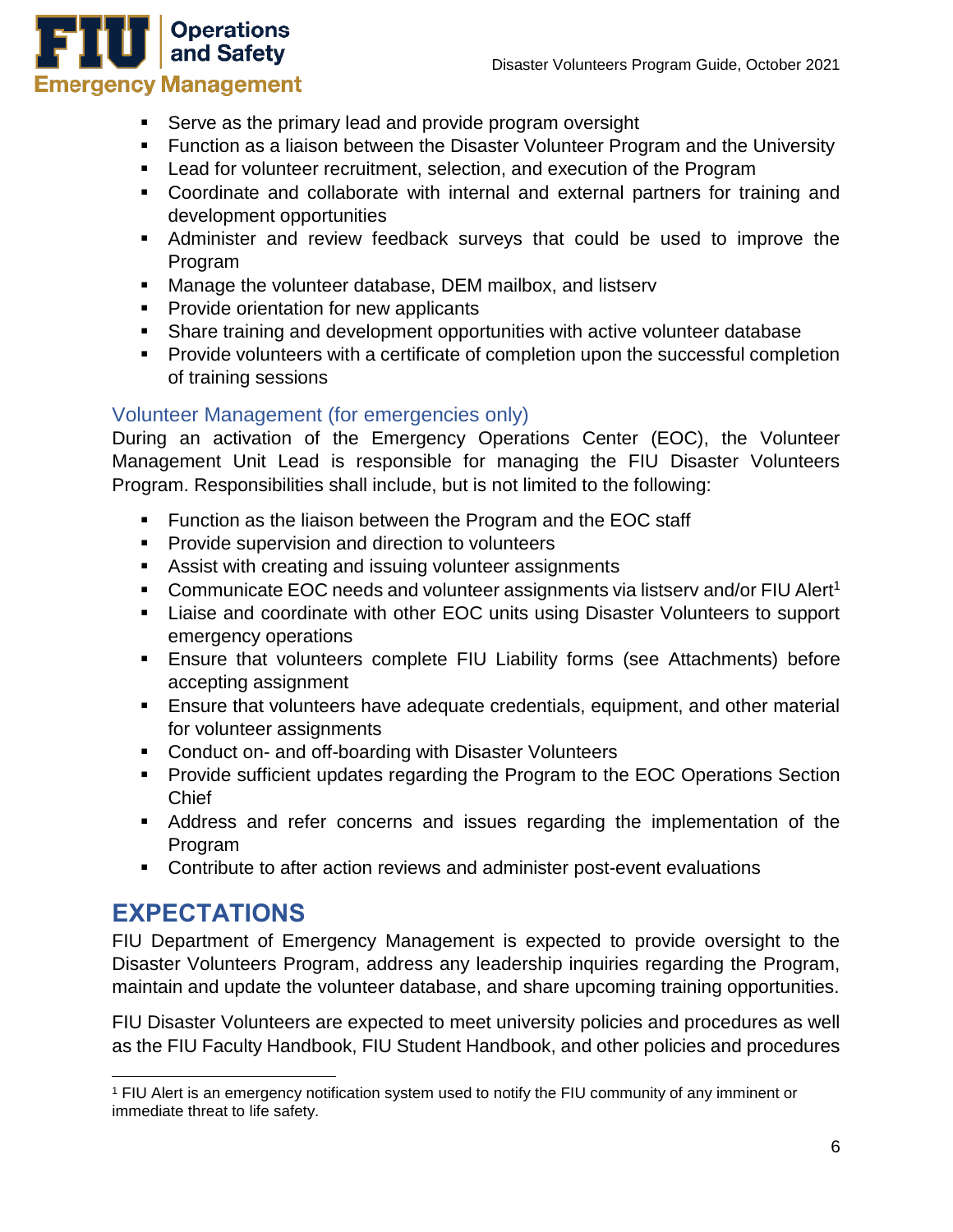- Serve as the primary lead and provide program oversight
- Function as a liaison between the Disaster Volunteer Program and the University
- Lead for volunteer recruitment, selection, and execution of the Program
- Coordinate and collaborate with internal and external partners for training and development opportunities
- Administer and review feedback surveys that could be used to improve the Program
- Manage the volunteer database, DEM mailbox, and listserv
- Provide orientation for new applicants
- Share training and development opportunities with active volunteer database
- Provide volunteers with a certificate of completion upon the successful completion of training sessions

### Volunteer Management (for emergencies only)

During an activation of the Emergency Operations Center (EOC), the Volunteer Management Unit Lead is responsible for managing the FIU Disaster Volunteers Program. Responsibilities shall include, but is not limited to the following:

- Function as the liaison between the Program and the EOC staff
- Provide supervision and direction to volunteers
- Assist with creating and issuing volunteer assignments
- Communicate EOC needs and volunteer assignments via listserv and/or FIU Alert[1]
- Liaise and coordinate with other EOC units using Disaster Volunteers to support emergency operations
- Ensure that volunteers complete FIU Liability forms (see Attachments) before accepting assignment
- Ensure that volunteers have adequate credentials, equipment, and other material for volunteer assignments
- Conduct on- and off-boarding with Disaster Volunteers
- Provide sufficient updates regarding the Program to the EOC Operations Section Chief
- Address and refer concerns and issues regarding the implementation of the Program
- Contribute to after action reviews and administer post-event evaluations

## EXPECTATIONS

FIU Department of Emergency Management is expected to provide oversight to the Disaster Volunteers Program, address any leadership inquiries regarding the Program, maintain and update the volunteer database, and share upcoming training opportunities.

FIU Disaster Volunteers are expected to meet university policies and procedures as well as the FIU Faculty Handbook, FIU Student Handbook, and other policies and procedures

[1] FIU Alert is an emergency notification system used to notify the FIU community of any imminent or immediate threat to life safety.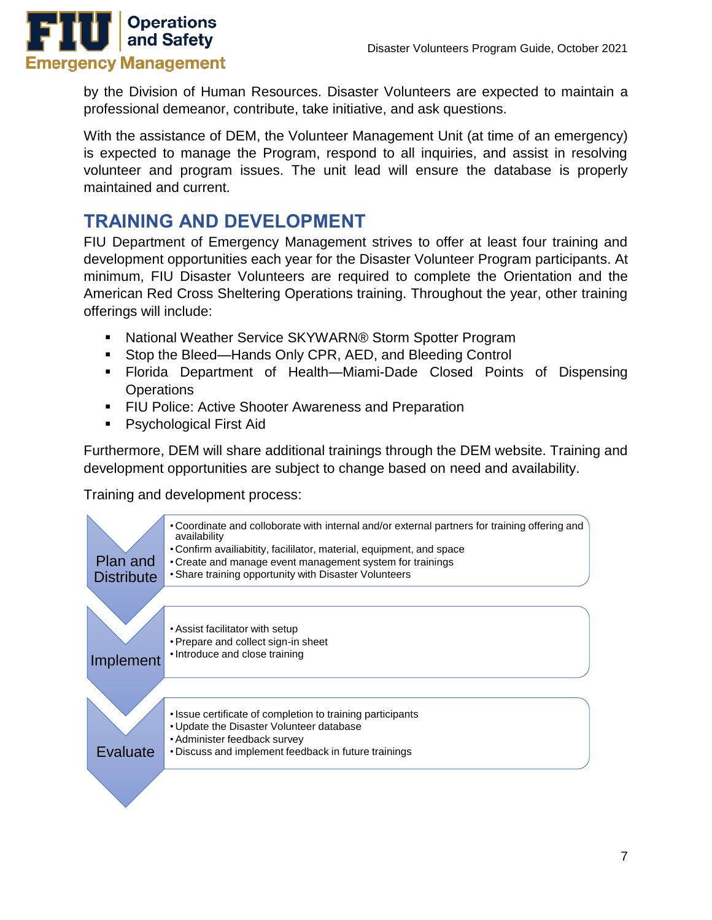by the Division of Human Resources. Disaster Volunteers are expected to maintain a professional demeanor, contribute, take initiative, and ask questions.

With the assistance of DEM, the Volunteer Management Unit (at time of an emergency) is expected to manage the Program, respond to all inquiries, and assist in resolving volunteer and program issues. The unit lead will ensure the database is properly maintained and current.

## TRAINING AND DEVELOPMENT

FIU Department of Emergency Management strives to offer at least four training and development opportunities each year for the Disaster Volunteer Program participants. At minimum, FIU Disaster Volunteers are required to complete the Orientation and the American Red Cross Sheltering Operations training. Throughout the year, other training offerings will include:

- National Weather Service SKYWARN® Storm Spotter Program
- Stop the Bleed—Hands Only CPR, AED, and Bleeding Control
- Florida Department of Health—Miami-Dade Closed Points of Dispensing Operations
- FIU Police: Active Shooter Awareness and Preparation
- Psychological First Aid

Furthermore, DEM will share additional trainings through the DEM website. Training and development opportunities are subject to change based on need and availability.

Training and development process:

**Plan and Distribute**

- Coordinate and colloborate with internal and/or external partners for training offering and availability
- Confirm availiability, facililator, material, equipment, and space
- Create and manage event management system for trainings
- Share training opportunity with Disaster Volunteers

**Implement**

- Assist facilitator with setup
- Prepare and collect sign-in sheet
- Introduce and close training

**Evaluate**

- Issue certificate of completion to training participants
- Update the Disaster Volunteer database
- Administer feedback survey
- Discuss and implement feedback in future trainings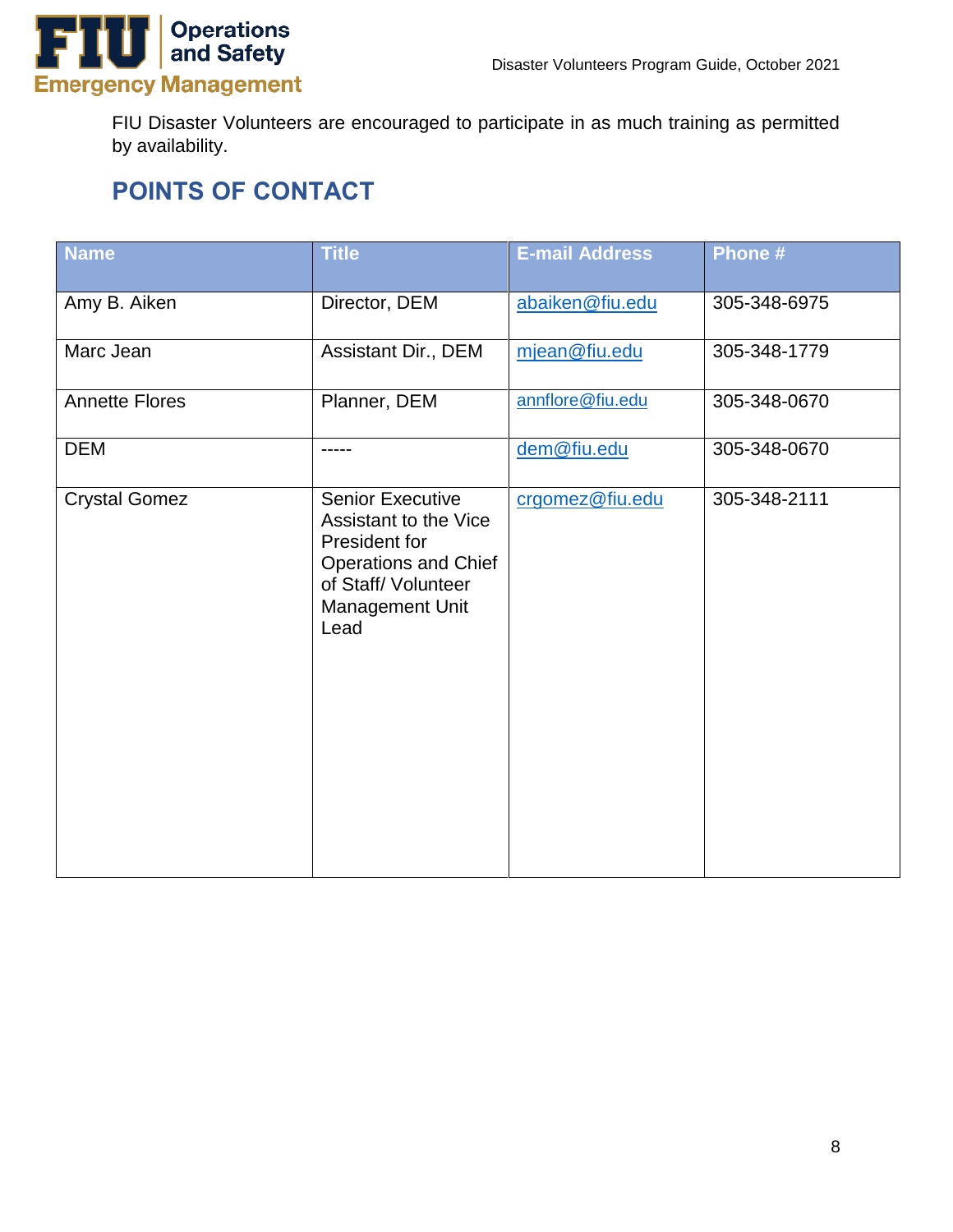FIU Disaster Volunteers are encouraged to participate in as much training as permitted by availability.

## POINTS OF CONTACT

| Name | Title | E-mail Address | Phone # |
|---|---|---|---|
| Amy B. Aiken | Director, DEM | abaiken@fiu.edu | 305-348-6975 |
| Marc Jean | Assistant Dir., DEM | mjean@fiu.edu | 305-348-1779 |
| Annette Flores | Planner, DEM | annflore@fiu.edu | 305-348-0670 |
| DEM | ----- | dem@fiu.edu | 305-348-0670 |
| Crystal Gomez | Senior Executive Assistant to the Vice President for Operations and Chief of Staff/ Volunteer Management Unit Lead | crgomez@fiu.edu | 305-348-2111 |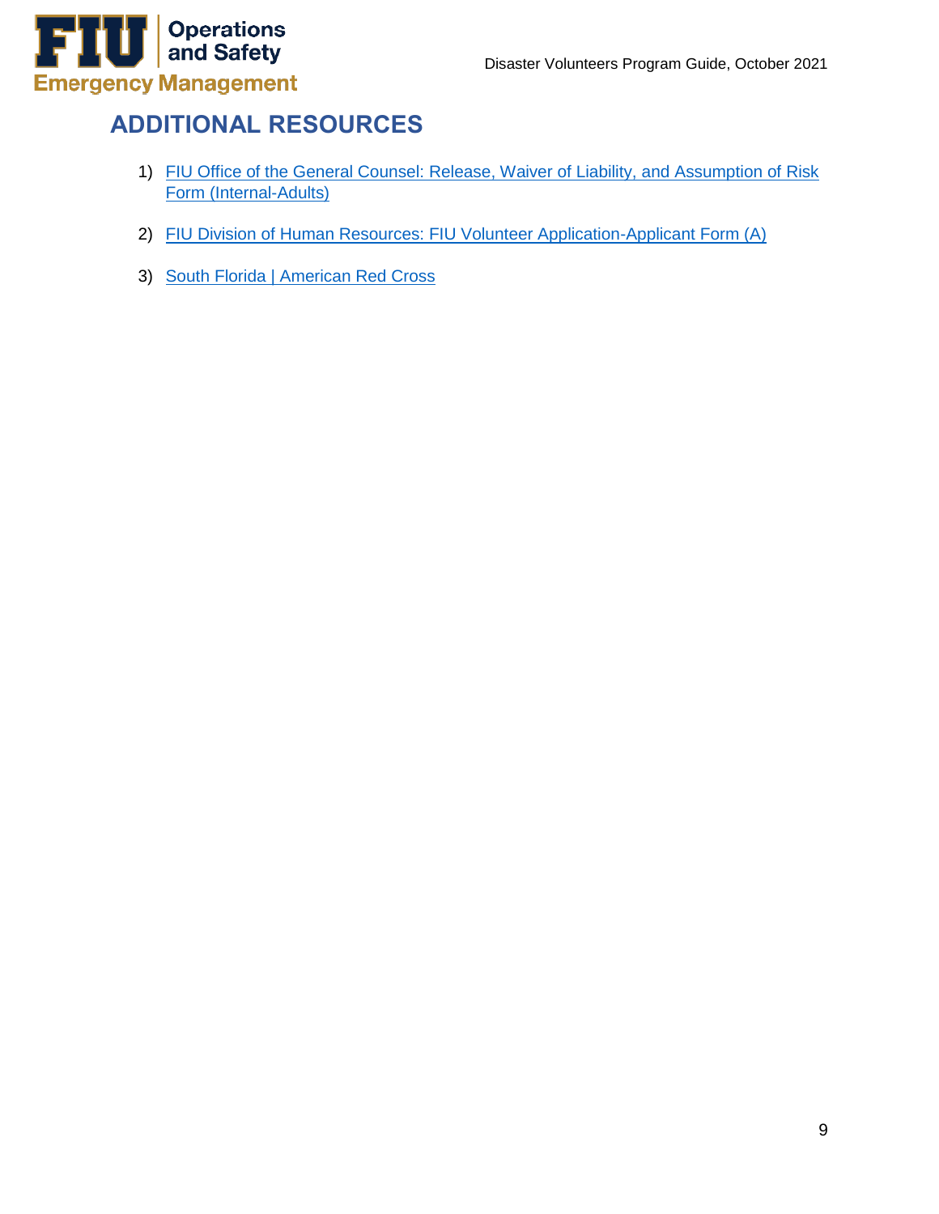## ADDITIONAL RESOURCES

1) FIU Office of the General Counsel: Release, Waiver of Liability, and Assumption of Risk Form (Internal-Adults)
2) FIU Division of Human Resources: FIU Volunteer Application-Applicant Form (A)
3) South Florida | American Red Cross